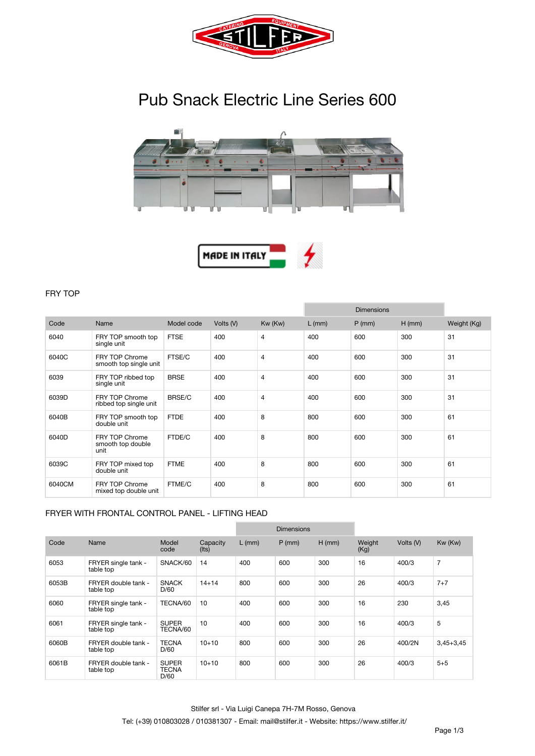# Pub Snack Electric Line Series 600

## FRY TOP

| Code | Name | Model code | Volts (V) | Kw (Kw) | Dimensions L (mm) | Dimensions P (mm) | Dimensions H (mm) | Weight (Kg) |
|---|---|---|---|---|---|---|---|---|
| 6040 | FRY TOP smooth top single unit | FTSE | 400 | 4 | 400 | 600 | 300 | 31 |
| 6040C | FRY TOP Chrome smooth top single unit | FTSE/C | 400 | 4 | 400 | 600 | 300 | 31 |
| 6039 | FRY TOP ribbed top single unit | BRSE | 400 | 4 | 400 | 600 | 300 | 31 |
| 6039D | FRY TOP Chrome ribbed top single unit | BRSE/C | 400 | 4 | 400 | 600 | 300 | 31 |
| 6040B | FRY TOP smooth top double unit | FTDE | 400 | 8 | 800 | 600 | 300 | 61 |
| 6040D | FRY TOP Chrome smooth top double unit | FTDE/C | 400 | 8 | 800 | 600 | 300 | 61 |
| 6039C | FRY TOP mixed top double unit | FTME | 400 | 8 | 800 | 600 | 300 | 61 |
| 6040CM | FRY TOP Chrome mixed top double unit | FTME/C | 400 | 8 | 800 | 600 | 300 | 61 |

## FRYER WITH FRONTAL CONTROL PANEL - LIFTING HEAD

| Code | Name | Model code | Capacity (lts) | Dimensions L (mm) | Dimensions P (mm) | Dimensions H (mm) | Weight (Kg) | Volts (V) | Kw (Kw) |
|---|---|---|---|---|---|---|---|---|---|
| 6053 | FRYER single tank - table top | SNACK/60 | 14 | 400 | 600 | 300 | 16 | 400/3 | 7 |
| 6053B | FRYER double tank - table top | SNACK D/60 | 14+14 | 800 | 600 | 300 | 26 | 400/3 | 7+7 |
| 6060 | FRYER single tank - table top | TECNA/60 | 10 | 400 | 600 | 300 | 16 | 230 | 3,45 |
| 6061 | FRYER single tank - table top | SUPER TECNA/60 | 10 | 400 | 600 | 300 | 16 | 400/3 | 5 |
| 6060B | FRYER double tank - table top | TECNA D/60 | 10+10 | 800 | 600 | 300 | 26 | 400/2N | 3,45+3,45 |
| 6061B | FRYER double tank - table top | SUPER TECNA D/60 | 10+10 | 800 | 600 | 300 | 26 | 400/3 | 5+5 |

Stilfer srl - Via Luigi Canepa 7H-7M Rosso, Genova

Tel: (+39) 010803028 / 010381307 - Email: mail@stilfer.it - Website: https://www.stilfer.it/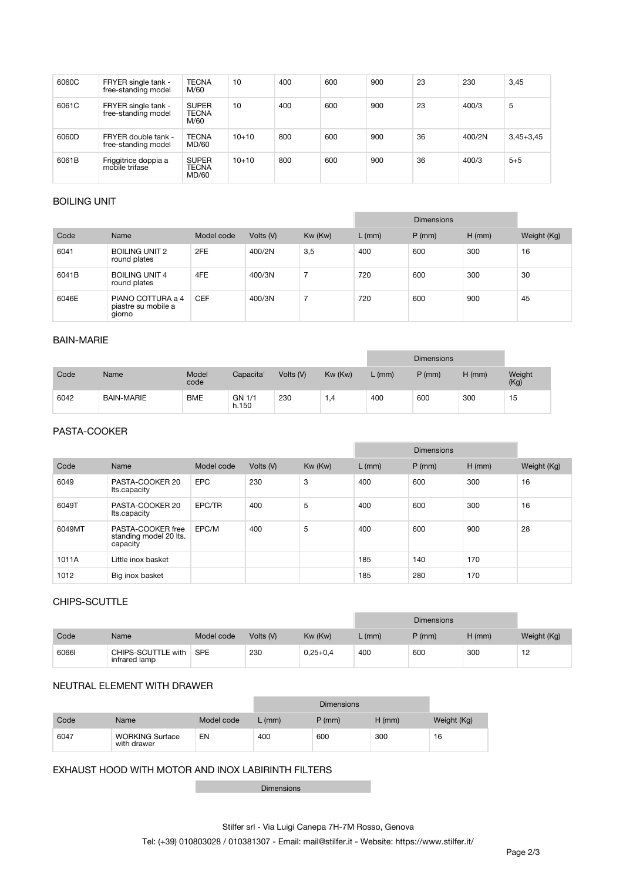| | | | | | | | | | |
|---|---|---|---|---|---|---|---|---|---|
| 6060C | FRYER single tank - free-standing model | TECNA M/60 | 10 | 400 | 600 | 900 | 23 | 230 | 3,45 |
| 6061C | FRYER single tank - free-standing model | SUPER TECNA M/60 | 10 | 400 | 600 | 900 | 23 | 400/3 | 5 |
| 6060D | FRYER double tank - free-standing model | TECNA MD/60 | 10+10 | 800 | 600 | 900 | 36 | 400/2N | 3,45+3,45 |
| 6061B | Friggitrice doppia a mobile trifase | SUPER TECNA MD/60 | 10+10 | 800 | 600 | 900 | 36 | 400/3 | 5+5 |

## BOILING UNIT

| | | | | | Dimensions | | | |
|---|---|---|---|---|---|---|---|---|
| Code | Name | Model code | Volts (V) | Kw (Kw) | L (mm) | P (mm) | H (mm) | Weight (Kg) |
| 6041 | BOILING UNIT 2 round plates | 2FE | 400/2N | 3,5 | 400 | 600 | 300 | 16 |
| 6041B | BOILING UNIT 4 round plates | 4FE | 400/3N | 7 | 720 | 600 | 300 | 30 |
| 6046E | PIANO COTTURA a 4 piastre su mobile a giorno | CEF | 400/3N | 7 | 720 | 600 | 900 | 45 |

## BAIN-MARIE

| | | | | | | Dimensions | | | |
|---|---|---|---|---|---|---|---|---|---|
| Code | Name | Model code | Capacita' | Volts (V) | Kw (Kw) | L (mm) | P (mm) | H (mm) | Weight (Kg) |
| 6042 | BAIN-MARIE | BME | GN 1/1 h.150 | 230 | 1,4 | 400 | 600 | 300 | 15 |

## PASTA-COOKER

| | | | | | Dimensions | | | |
|---|---|---|---|---|---|---|---|---|
| Code | Name | Model code | Volts (V) | Kw (Kw) | L (mm) | P (mm) | H (mm) | Weight (Kg) |
| 6049 | PASTA-COOKER 20 lts.capacity | EPC | 230 | 3 | 400 | 600 | 300 | 16 |
| 6049T | PASTA-COOKER 20 lts.capacity | EPC/TR | 400 | 5 | 400 | 600 | 300 | 16 |
| 6049MT | PASTA-COOKER free standing model 20 lts. capacity | EPC/M | 400 | 5 | 400 | 600 | 900 | 28 |
| 1011A | Little inox basket | | | | 185 | 140 | 170 | |
| 1012 | Big inox basket | | | | 185 | 280 | 170 | |

## CHIPS-SCUTTLE

| | | | | | Dimensions | | | |
|---|---|---|---|---|---|---|---|---|
| Code | Name | Model code | Volts (V) | Kw (Kw) | L (mm) | P (mm) | H (mm) | Weight (Kg) |
| 6066I | CHIPS-SCUTTLE with infrared lamp | SPE | 230 | 0,25+0,4 | 400 | 600 | 300 | 12 |

## NEUTRAL ELEMENT WITH DRAWER

| | | | Dimensions | | | |
|---|---|---|---|---|---|---|
| Code | Name | Model code | L (mm) | P (mm) | H (mm) | Weight (Kg) |
| 6047 | WORKING Surface with drawer | EN | 400 | 600 | 300 | 16 |

## EXHAUST HOOD WITH MOTOR AND INOX LABIRINTH FILTERS

Dimensions

Stilfer srl - Via Luigi Canepa 7H-7M Rosso, Genova

Tel: (+39) 010803028 / 010381307 - Email: mail@stilfer.it - Website: https://www.stilfer.it/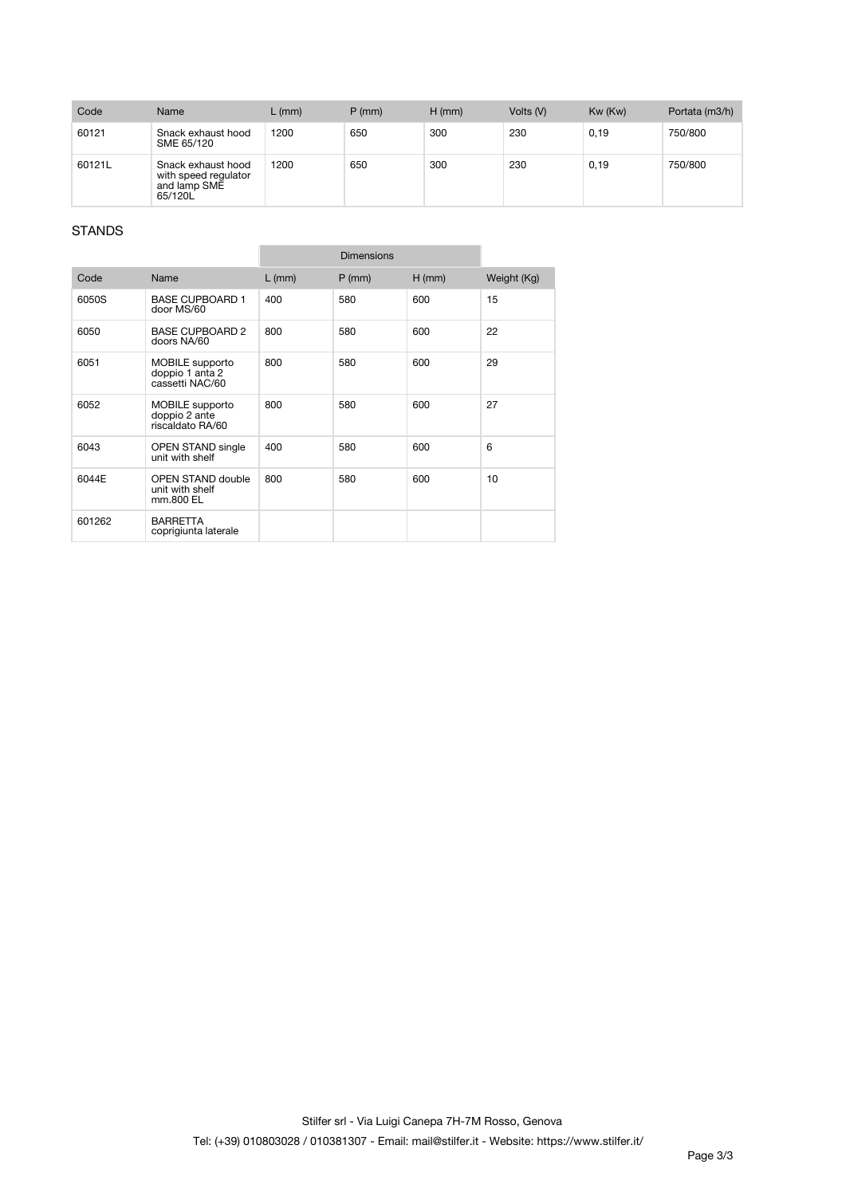| Code | Name | L (mm) | P (mm) | H (mm) | Volts (V) | Kw (Kw) | Portata (m3/h) |
|---|---|---|---|---|---|---|---|
| 60121 | Snack exhaust hood SME 65/120 | 1200 | 650 | 300 | 230 | 0,19 | 750/800 |
| 60121L | Snack exhaust hood with speed regulator and lamp SME 65/120L | 1200 | 650 | 300 | 230 | 0,19 | 750/800 |

## STANDS

| | | Dimensions | | | |
|---|---|---|---|---|---|
| Code | Name | L (mm) | P (mm) | H (mm) | Weight (Kg) |
| 6050S | BASE CUPBOARD 1 door MS/60 | 400 | 580 | 600 | 15 |
| 6050 | BASE CUPBOARD 2 doors NA/60 | 800 | 580 | 600 | 22 |
| 6051 | MOBILE supporto doppio 1 anta 2 cassetti NAC/60 | 800 | 580 | 600 | 29 |
| 6052 | MOBILE supporto doppio 2 ante riscaldato RA/60 | 800 | 580 | 600 | 27 |
| 6043 | OPEN STAND single unit with shelf | 400 | 580 | 600 | 6 |
| 6044E | OPEN STAND double unit with shelf mm.800 EL | 800 | 580 | 600 | 10 |
| 601262 | BARRETTA coprigiunta laterale | | | | |

Stilfer srl - Via Luigi Canepa 7H-7M Rosso, Genova

Tel: (+39) 010803028 / 010381307 - Email: mail@stilfer.it - Website: https://www.stilfer.it/